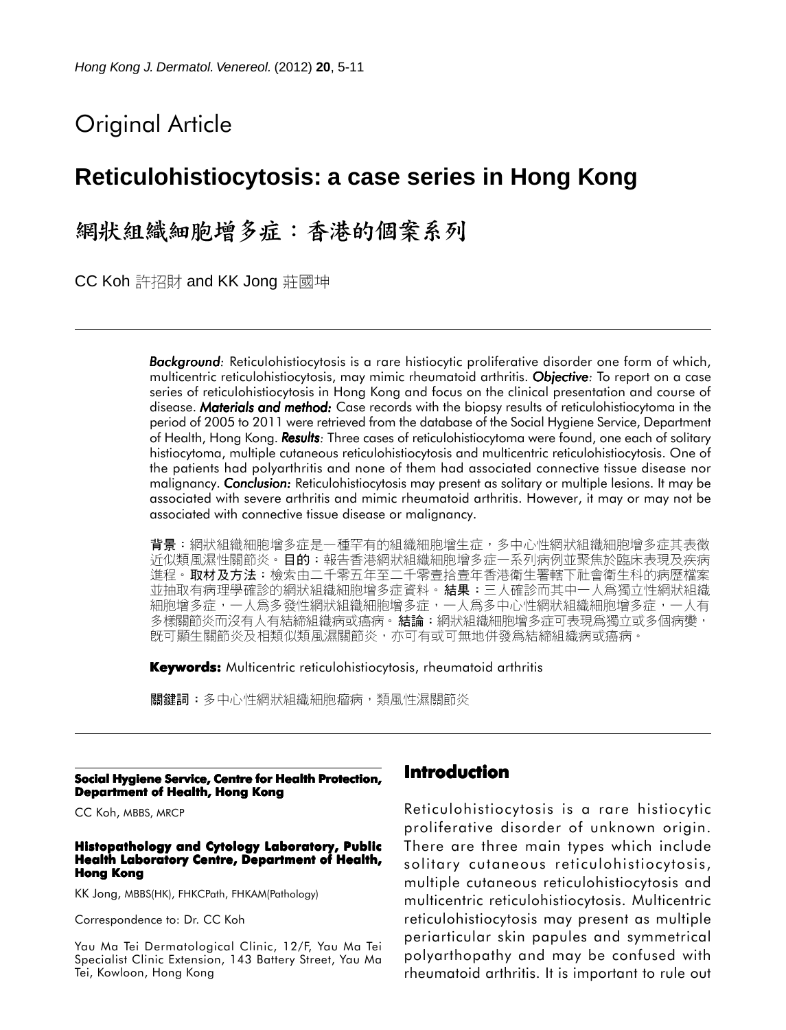Original Article

# Reticulohistiocytosis: a case series in Hong Kong

# 網狀組織細胞增多症：香港的個案系列

CC Koh 許招財 and KK Jong 莊國坤

***Background:*** Reticulohistiocytosis is a rare histiocytic proliferative disorder one form of which, multicentric reticulohistiocytosis, may mimic rheumatoid arthritis. ***Objective:*** To report on a case series of reticulohistiocytosis in Hong Kong and focus on the clinical presentation and course of disease. ***Materials and method:*** Case records with the biopsy results of reticulohistiocytoma in the period of 2005 to 2011 were retrieved from the database of the Social Hygiene Service, Department of Health, Hong Kong. ***Results:*** Three cases of reticulohistiocytoma were found, one each of solitary histiocytoma, multiple cutaneous reticulohistiocytosis and multicentric reticulohistiocytosis. One of the patients had polyarthritis and none of them had associated connective tissue disease nor malignancy. ***Conclusion:*** Reticulohistiocytosis may present as solitary or multiple lesions. It may be associated with severe arthritis and mimic rheumatoid arthritis. However, it may or may not be associated with connective tissue disease or malignancy.

**背景：**網狀組織細胞增多症是一種罕有的組織細胞增生症，多中心性網狀組織細胞增多症其表徵近似類風濕性關節炎。**目的：**報告香港網狀組織細胞增多症一系列病例並聚焦於臨床表現及疾病進程。**取材及方法：**檢索由二千零五年至二千零壹拾壹年香港衛生署轄下社會衛生科的病歷檔案並抽取有病理學確診的網狀組織細胞增多症資料。**結果：**三人確診而其中一人爲獨立性網狀組織細胞增多症，一人爲多發性網狀組織細胞增多症，一人爲多中心性網狀組織細胞增多症，一人有多樣關節炎而沒有人有結締組織病或癌病。**結論：**網狀組織細胞增多症可表現爲獨立或多個病變，既可顯生關節炎及相類似類風濕關節炎，亦可有或可無地併發爲結締組織病或癌病。

**Keywords:** Multicentric reticulohistiocytosis, rheumatoid arthritis

**關鍵詞：**多中心性網狀組織細胞瘤病，類風性濕關節炎

**Social Hygiene Service, Centre for Health Protection, Department of Health, Hong Kong**

CC Koh, MBBS, MRCP

**Histopathology and Cytology Laboratory, Public Health Laboratory Centre, Department of Health, Hong Kong**

KK Jong, MBBS(HK), FHKCPath, FHKAM(Pathology)

Correspondence to: Dr. CC Koh

Yau Ma Tei Dermatological Clinic, 12/F, Yau Ma Tei Specialist Clinic Extension, 143 Battery Street, Yau Ma Tei, Kowloon, Hong Kong

## Introduction

Reticulohistiocytosis is a rare histiocytic proliferative disorder of unknown origin. There are three main types which include solitary cutaneous reticulohistiocytosis, multiple cutaneous reticulohistiocytosis and multicentric reticulohistiocytosis. Multicentric reticulohistiocytosis may present as multiple periarticular skin papules and symmetrical polyarthopathy and may be confused with rheumatoid arthritis. It is important to rule out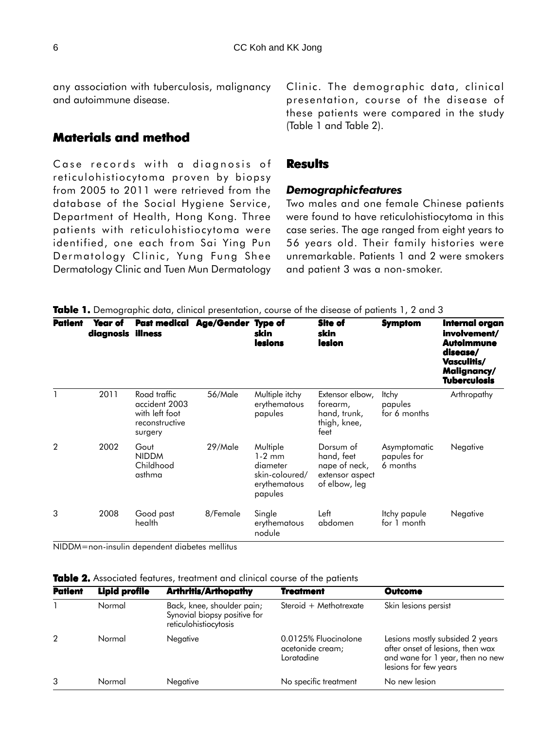any association with tuberculosis, malignancy and autoimmune disease.

## Materials and method

Case records with a diagnosis of reticulohistiocytoma proven by biopsy from 2005 to 2011 were retrieved from the database of the Social Hygiene Service, Department of Health, Hong Kong. Three patients with reticulohistiocytoma were identified, one each from Sai Ying Pun Dermatology Clinic, Yung Fung Shee Dermatology Clinic and Tuen Mun Dermatology Clinic. The demographic data, clinical presentation, course of the disease of these patients were compared in the study (Table 1 and Table 2).

## Results

### *Demographicfeatures*

Two males and one female Chinese patients were found to have reticulohistiocytoma in this case series. The age ranged from eight years to 56 years old. Their family histories were unremarkable. Patients 1 and 2 were smokers and patient 3 was a non-smoker.

**Table 1.** Demographic data, clinical presentation, course of the disease of patients 1, 2 and 3

| Patient | Year of diagnosis | Past medical illness | Age/Gender | Type of skin lesions | Site of skin lesion | Symptom | Internal organ involvement/ Autoimmune disease/ Vasculitis/ Malignancy/ Tuberculosis |
|---|---|---|---|---|---|---|---|
| 1 | 2011 | Road traffic accident 2003 with left foot reconstructive surgery | 56/Male | Multiple itchy erythematous papules | Extensor elbow, forearm, hand, trunk, thigh, knee, feet | Itchy papules for 6 months | Arthropathy |
| 2 | 2002 | Gout NIDDM Childhood asthma | 29/Male | Multiple 1-2 mm diameter skin-coloured/ erythematous papules | Dorsum of hand, feet nape of neck, extensor aspect of elbow, leg | Asymptomatic papules for 6 months | Negative |
| 3 | 2008 | Good past health | 8/Female | Single erythematous nodule | Left abdomen | Itchy papule for 1 month | Negative |

NIDDM=non-insulin dependent diabetes mellitus

**Table 2.** Associated features, treatment and clinical course of the patients

| Patient | Lipid profile | Arthritis/Arthopathy | Treatment | Outcome |
|---|---|---|---|---|
| 1 | Normal | Back, knee, shoulder pain; Synovial biopsy positive for reticulohistiocytosis | Steroid + Methotrexate | Skin lesions persist |
| 2 | Normal | Negative | 0.0125% Fluocinolone acetonide cream; Loratadine | Lesions mostly subsided 2 years after onset of lesions, then wax and wane for 1 year, then no new lesions for few years |
| 3 | Normal | Negative | No specific treatment | No new lesion |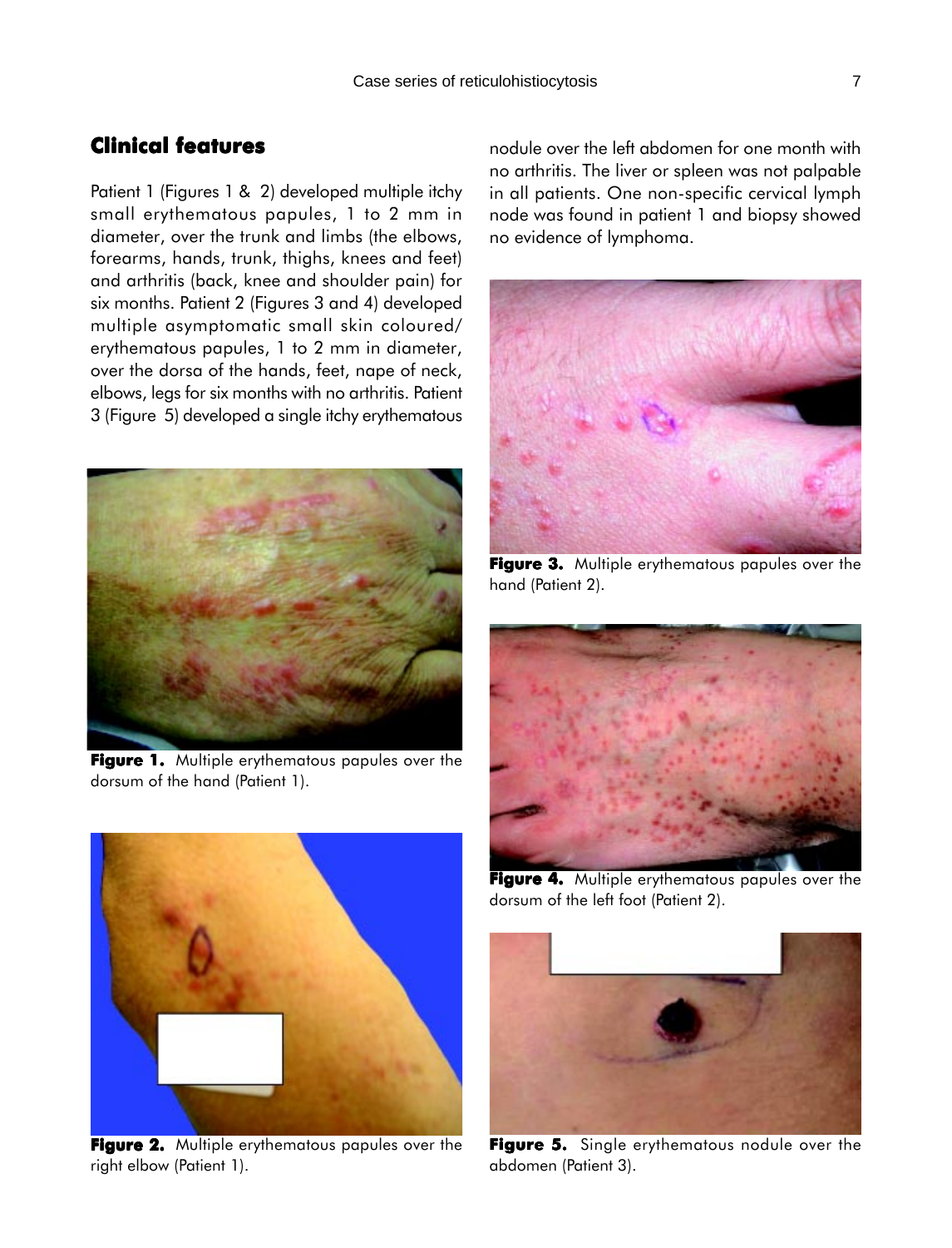## Clinical features

Patient 1 (Figures 1 & 2) developed multiple itchy small erythematous papules, 1 to 2 mm in diameter, over the trunk and limbs (the elbows, forearms, hands, trunk, thighs, knees and feet) and arthritis (back, knee and shoulder pain) for six months. Patient 2 (Figures 3 and 4) developed multiple asymptomatic small skin coloured/ erythematous papules, 1 to 2 mm in diameter, over the dorsa of the hands, feet, nape of neck, elbows, legs for six months with no arthritis. Patient 3 (Figure 5) developed a single itchy erythematous nodule over the left abdomen for one month with no arthritis. The liver or spleen was not palpable in all patients. One non-specific cervical lymph node was found in patient 1 and biopsy showed no evidence of lymphoma.

**Figure 1.** Multiple erythematous papules over the dorsum of the hand (Patient 1).

**Figure 2.** Multiple erythematous papules over the right elbow (Patient 1).

**Figure 3.** Multiple erythematous papules over the hand (Patient 2).

**Figure 4.** Multiple erythematous papules over the dorsum of the left foot (Patient 2).

**Figure 5.** Single erythematous nodule over the abdomen (Patient 3).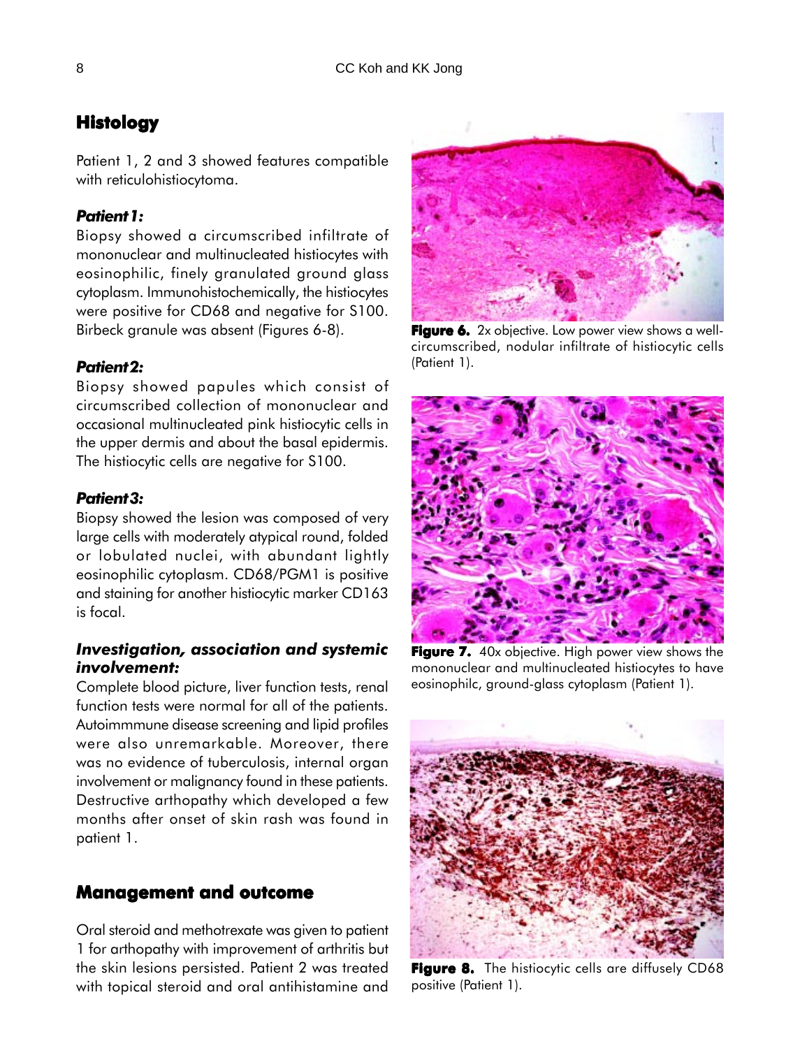## Histology

Patient 1, 2 and 3 showed features compatible with reticulohistiocytoma.

### *Patient 1:*

Biopsy showed a circumscribed infiltrate of mononuclear and multinucleated histiocytes with eosinophilic, finely granulated ground glass cytoplasm. Immunohistochemically, the histiocytes were positive for CD68 and negative for S100. Birbeck granule was absent (Figures 6-8).

### *Patient 2:*

Biopsy showed papules which consist of circumscribed collection of mononuclear and occasional multinucleated pink histiocytic cells in the upper dermis and about the basal epidermis. The histiocytic cells are negative for S100.

### *Patient 3:*

Biopsy showed the lesion was composed of very large cells with moderately atypical round, folded or lobulated nuclei, with abundant lightly eosinophilic cytoplasm. CD68/PGM1 is positive and staining for another histiocytic marker CD163 is focal.

### *Investigation, association and systemic involvement:*

Complete blood picture, liver function tests, renal function tests were normal for all of the patients. Autoimmmune disease screening and lipid profiles were also unremarkable. Moreover, there was no evidence of tuberculosis, internal organ involvement or malignancy found in these patients. Destructive arthopathy which developed a few months after onset of skin rash was found in patient 1.

## Management and outcome

Oral steroid and methotrexate was given to patient 1 for arthopathy with improvement of arthritis but the skin lesions persisted. Patient 2 was treated with topical steroid and oral antihistamine and

**Figure 6.** 2x objective. Low power view shows a well-circumscribed, nodular infiltrate of histiocytic cells (Patient 1).

**Figure 7.** 40x objective. High power view shows the mononuclear and multinucleated histiocytes to have eosinophilc, ground-glass cytoplasm (Patient 1).

**Figure 8.** The histiocytic cells are diffusely CD68 positive (Patient 1).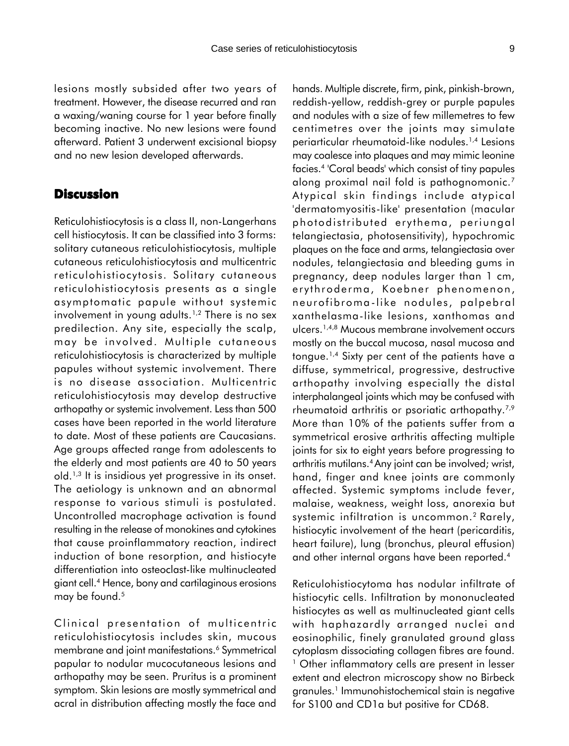lesions mostly subsided after two years of treatment. However, the disease recurred and ran a waxing/waning course for 1 year before finally becoming inactive. No new lesions were found afterward. Patient 3 underwent excisional biopsy and no new lesion developed afterwards.

## Discussion

Reticulohistiocytosis is a class II, non-Langerhans cell histiocytosis. It can be classified into 3 forms: solitary cutaneous reticulohistiocytosis, multiple cutaneous reticulohistiocytosis and multicentric reticulohistiocytosis. Solitary cutaneous reticulohistiocytosis presents as a single asymptomatic papule without systemic involvement in young adults.[1,2] There is no sex predilection. Any site, especially the scalp, may be involved. Multiple cutaneous reticulohistiocytosis is characterized by multiple papules without systemic involvement. There is no disease association. Multicentric reticulohistiocytosis may develop destructive arthopathy or systemic involvement. Less than 500 cases have been reported in the world literature to date. Most of these patients are Caucasians. Age groups affected range from adolescents to the elderly and most patients are 40 to 50 years old.[1,3] It is insidious yet progressive in its onset. The aetiology is unknown and an abnormal response to various stimuli is postulated. Uncontrolled macrophage activation is found resulting in the release of monokines and cytokines that cause proinflammatory reaction, indirect induction of bone resorption, and histiocyte differentiation into osteoclast-like multinucleated giant cell.[4] Hence, bony and cartilaginous erosions may be found.[5]

Clinical presentation of multicentric reticulohistiocytosis includes skin, mucous membrane and joint manifestations.[6] Symmetrical papular to nodular mucocutaneous lesions and arthopathy may be seen. Pruritus is a prominent symptom. Skin lesions are mostly symmetrical and acral in distribution affecting mostly the face and hands. Multiple discrete, firm, pink, pinkish-brown, reddish-yellow, reddish-grey or purple papules and nodules with a size of few millemetres to few centimetres over the joints may simulate periarticular rheumatoid-like nodules.[1,4] Lesions may coalesce into plaques and may mimic leonine facies.[4] 'Coral beads' which consist of tiny papules along proximal nail fold is pathognomonic.[7] Atypical skin findings include atypical 'dermatomyositis-like' presentation (macular photodistributed erythema, periungal telangiectasia, photosensitivity), hypochromic plaques on the face and arms, telangiectasia over nodules, telangiectasia and bleeding gums in pregnancy, deep nodules larger than 1 cm, erythroderma, Koebner phenomenon, neurofibroma-like nodules, palpebral xanthelasma-like lesions, xanthomas and ulcers.[1,4,8] Mucous membrane involvement occurs mostly on the buccal mucosa, nasal mucosa and tongue.[1,4] Sixty per cent of the patients have a diffuse, symmetrical, progressive, destructive arthopathy involving especially the distal interphalangeal joints which may be confused with rheumatoid arthritis or psoriatic arthopathy.[7,9] More than 10% of the patients suffer from a symmetrical erosive arthritis affecting multiple joints for six to eight years before progressing to arthritis mutilans.[4] Any joint can be involved; wrist, hand, finger and knee joints are commonly affected. Systemic symptoms include fever, malaise, weakness, weight loss, anorexia but systemic infiltration is uncommon.[2] Rarely, histiocytic involvement of the heart (pericarditis, heart failure), lung (bronchus, pleural effusion) and other internal organs have been reported.[4]

Reticulohistiocytoma has nodular infiltrate of histiocytic cells. Infiltration by mononucleated histiocytes as well as multinucleated giant cells with haphazardly arranged nuclei and eosinophilic, finely granulated ground glass cytoplasm dissociating collagen fibres are found.[1] Other inflammatory cells are present in lesser extent and electron microscopy show no Birbeck granules.[1] Immunohistochemical stain is negative for S100 and CD1a but positive for CD68.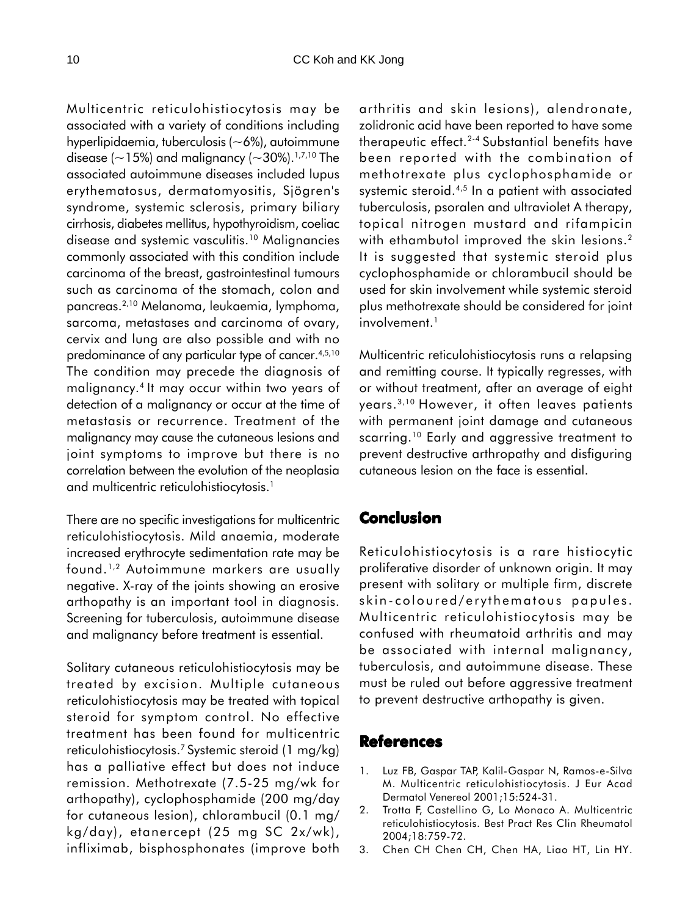Multicentric reticulohistiocytosis may be associated with a variety of conditions including hyperlipidaemia, tuberculosis (~6%), autoimmune disease (~15%) and malignancy (~30%).[1,7,10] The associated autoimmune diseases included lupus erythematosus, dermatomyositis, Sjögren's syndrome, systemic sclerosis, primary biliary cirrhosis, diabetes mellitus, hypothyroidism, coeliac disease and systemic vasculitis.[10] Malignancies commonly associated with this condition include carcinoma of the breast, gastrointestinal tumours such as carcinoma of the stomach, colon and pancreas.[2,10] Melanoma, leukaemia, lymphoma, sarcoma, metastases and carcinoma of ovary, cervix and lung are also possible and with no predominance of any particular type of cancer.[4,5,10] The condition may precede the diagnosis of malignancy.[4] It may occur within two years of detection of a malignancy or occur at the time of metastasis or recurrence. Treatment of the malignancy may cause the cutaneous lesions and joint symptoms to improve but there is no correlation between the evolution of the neoplasia and multicentric reticulohistiocytosis.[1]

There are no specific investigations for multicentric reticulohistiocytosis. Mild anaemia, moderate increased erythrocyte sedimentation rate may be found.[1,2] Autoimmune markers are usually negative. X-ray of the joints showing an erosive arthopathy is an important tool in diagnosis. Screening for tuberculosis, autoimmune disease and malignancy before treatment is essential.

Solitary cutaneous reticulohistiocytosis may be treated by excision. Multiple cutaneous reticulohistiocytosis may be treated with topical steroid for symptom control. No effective treatment has been found for multicentric reticulohistiocytosis.[7] Systemic steroid (1 mg/kg) has a palliative effect but does not induce remission. Methotrexate (7.5-25 mg/wk for arthopathy), cyclophosphamide (200 mg/day for cutaneous lesion), chlorambucil (0.1 mg/kg/day), etanercept (25 mg SC 2x/wk), infliximab, bisphosphonates (improve both arthritis and skin lesions), alendronate, zolidronic acid have been reported to have some therapeutic effect.[2-4] Substantial benefits have been reported with the combination of methotrexate plus cyclophosphamide or systemic steroid.[4,5] In a patient with associated tuberculosis, psoralen and ultraviolet A therapy, topical nitrogen mustard and rifampicin with ethambutol improved the skin lesions.[2] It is suggested that systemic steroid plus cyclophosphamide or chlorambucil should be used for skin involvement while systemic steroid plus methotrexate should be considered for joint involvement.[1]

Multicentric reticulohistiocytosis runs a relapsing and remitting course. It typically regresses, with or without treatment, after an average of eight years.[3,10] However, it often leaves patients with permanent joint damage and cutaneous scarring.[10] Early and aggressive treatment to prevent destructive arthropathy and disfiguring cutaneous lesion on the face is essential.

## Conclusion

Reticulohistiocytosis is a rare histiocytic proliferative disorder of unknown origin. It may present with solitary or multiple firm, discrete skin-coloured/erythematous papules. Multicentric reticulohistiocytosis may be confused with rheumatoid arthritis and may be associated with internal malignancy, tuberculosis, and autoimmune disease. These must be ruled out before aggressive treatment to prevent destructive arthopathy is given.

## References

1. Luz FB, Gaspar TAP, Kalil-Gaspar N, Ramos-e-Silva M. Multicentric reticulohistiocytosis. J Eur Acad Dermatol Venereol 2001;15:524-31.
2. Trotta F, Castellino G, Lo Monaco A. Multicentric reticulohistiocytosis. Best Pract Res Clin Rheumatol 2004;18:759-72.
3. Chen CH Chen CH, Chen HA, Liao HT, Lin HY.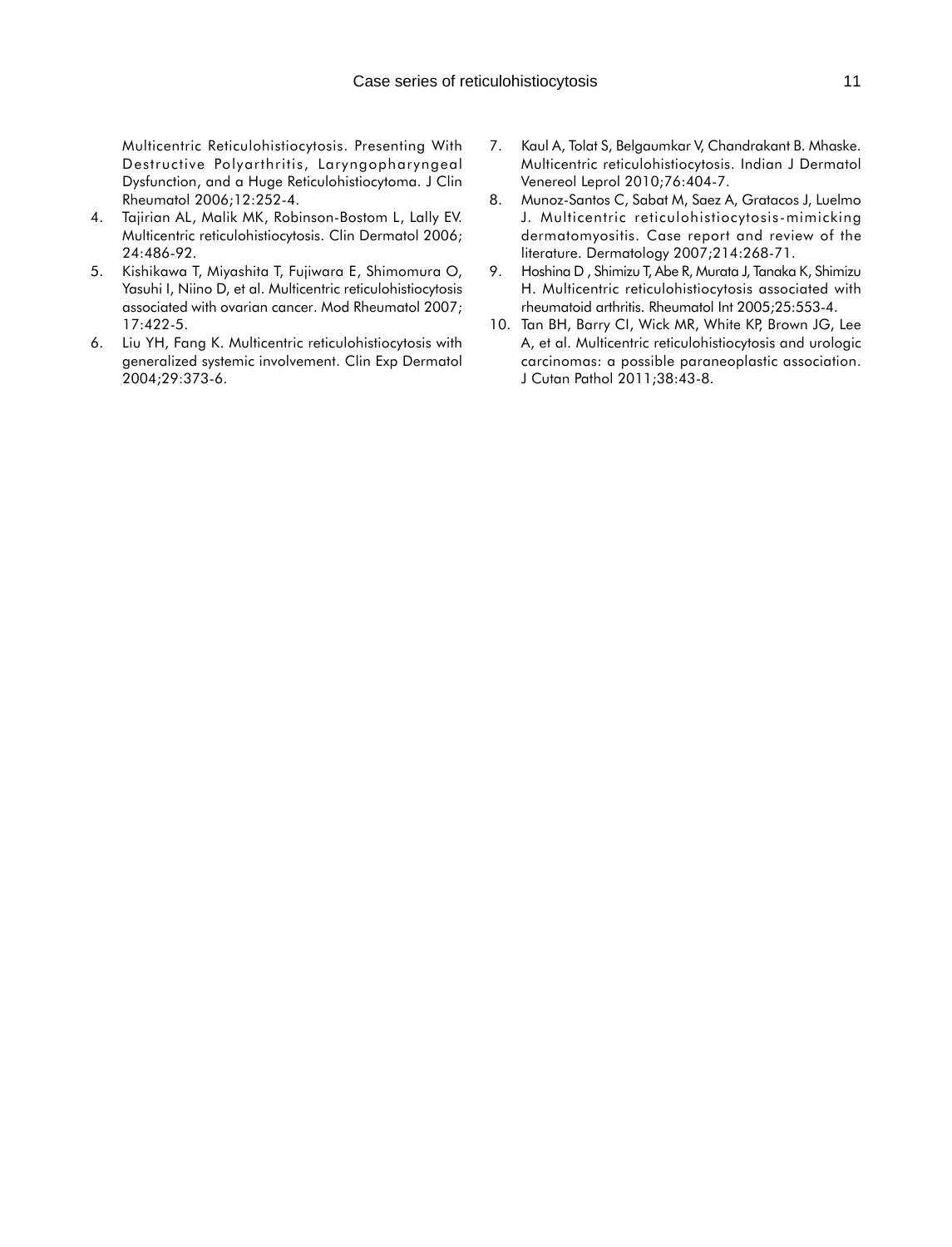Multicentric Reticulohistiocytosis. Presenting With Destructive Polyarthritis, Laryngopharyngeal Dysfunction, and a Huge Reticulohistiocytoma. J Clin Rheumatol 2006;12:252-4.

4. Tajirian AL, Malik MK, Robinson-Bostom L, Lally EV. Multicentric reticulohistiocytosis. Clin Dermatol 2006; 24:486-92.
5. Kishikawa T, Miyashita T, Fujiwara E, Shimomura O, Yasuhi I, Niino D, et al. Multicentric reticulohistiocytosis associated with ovarian cancer. Mod Rheumatol 2007; 17:422-5.
6. Liu YH, Fang K. Multicentric reticulohistiocytosis with generalized systemic involvement. Clin Exp Dermatol 2004;29:373-6.
7. Kaul A, Tolat S, Belgaumkar V, Chandrakant B. Mhaske. Multicentric reticulohistiocytosis. Indian J Dermatol Venereol Leprol 2010;76:404-7.
8. Munoz-Santos C, Sabat M, Saez A, Gratacos J, Luelmo J. Multicentric reticulohistiocytosis-mimicking dermatomyositis. Case report and review of the literature. Dermatology 2007;214:268-71.
9. Hoshina D , Shimizu T, Abe R, Murata J, Tanaka K, Shimizu H. Multicentric reticulohistiocytosis associated with rheumatoid arthritis. Rheumatol Int 2005;25:553-4.
10. Tan BH, Barry CI, Wick MR, White KP, Brown JG, Lee A, et al. Multicentric reticulohistiocytosis and urologic carcinomas: a possible paraneoplastic association. J Cutan Pathol 2011;38:43-8.